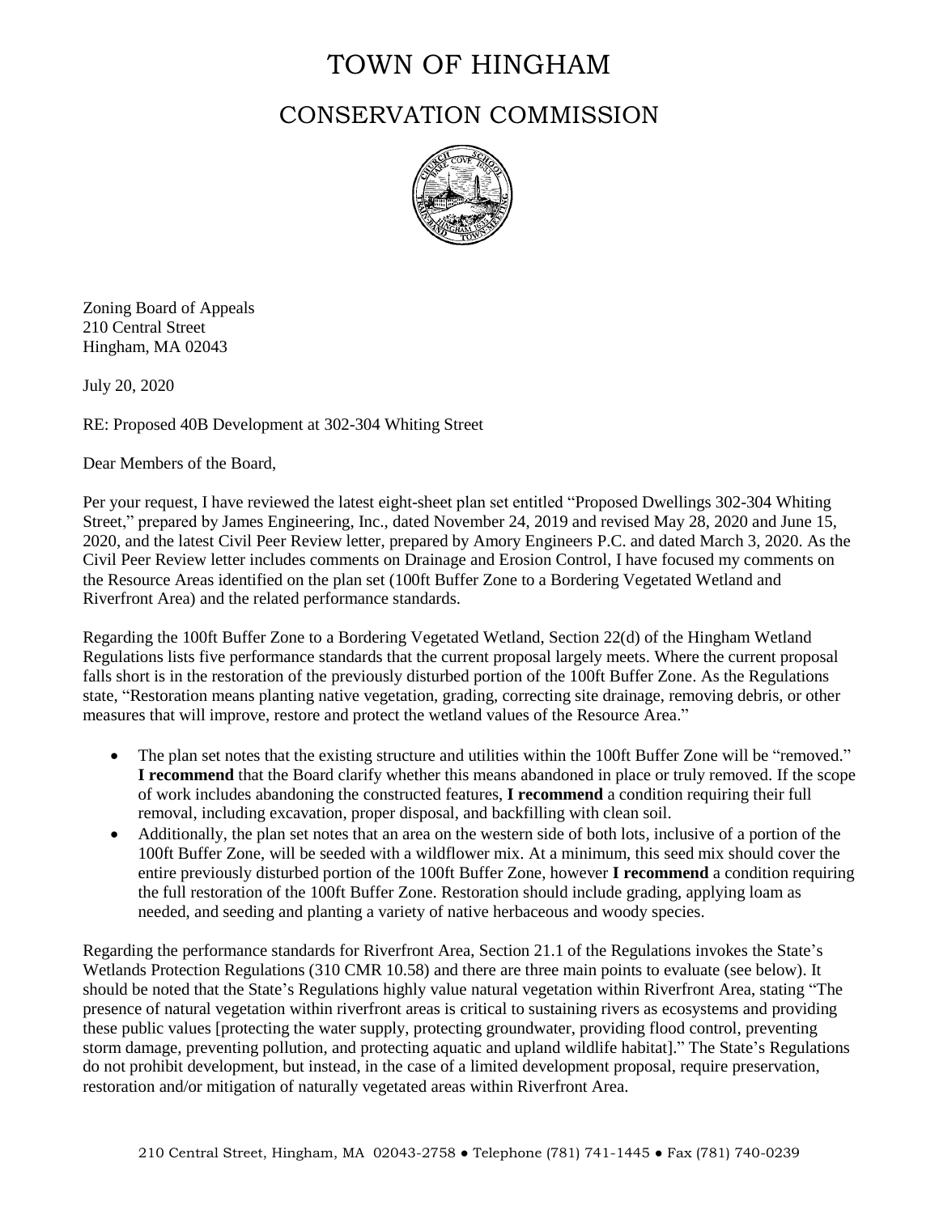# TOWN OF HINGHAM

## CONSERVATION COMMISSION

Zoning Board of Appeals
210 Central Street
Hingham, MA 02043

July 20, 2020

RE: Proposed 40B Development at 302-304 Whiting Street

Dear Members of the Board,

Per your request, I have reviewed the latest eight-sheet plan set entitled "Proposed Dwellings 302-304 Whiting Street," prepared by James Engineering, Inc., dated November 24, 2019 and revised May 28, 2020 and June 15, 2020, and the latest Civil Peer Review letter, prepared by Amory Engineers P.C. and dated March 3, 2020. As the Civil Peer Review letter includes comments on Drainage and Erosion Control, I have focused my comments on the Resource Areas identified on the plan set (100ft Buffer Zone to a Bordering Vegetated Wetland and Riverfront Area) and the related performance standards.

Regarding the 100ft Buffer Zone to a Bordering Vegetated Wetland, Section 22(d) of the Hingham Wetland Regulations lists five performance standards that the current proposal largely meets. Where the current proposal falls short is in the restoration of the previously disturbed portion of the 100ft Buffer Zone. As the Regulations state, "Restoration means planting native vegetation, grading, correcting site drainage, removing debris, or other measures that will improve, restore and protect the wetland values of the Resource Area."

- The plan set notes that the existing structure and utilities within the 100ft Buffer Zone will be "removed." **I recommend** that the Board clarify whether this means abandoned in place or truly removed. If the scope of work includes abandoning the constructed features, **I recommend** a condition requiring their full removal, including excavation, proper disposal, and backfilling with clean soil.
- Additionally, the plan set notes that an area on the western side of both lots, inclusive of a portion of the 100ft Buffer Zone, will be seeded with a wildflower mix. At a minimum, this seed mix should cover the entire previously disturbed portion of the 100ft Buffer Zone, however **I recommend** a condition requiring the full restoration of the 100ft Buffer Zone. Restoration should include grading, applying loam as needed, and seeding and planting a variety of native herbaceous and woody species.

Regarding the performance standards for Riverfront Area, Section 21.1 of the Regulations invokes the State's Wetlands Protection Regulations (310 CMR 10.58) and there are three main points to evaluate (see below). It should be noted that the State's Regulations highly value natural vegetation within Riverfront Area, stating "The presence of natural vegetation within riverfront areas is critical to sustaining rivers as ecosystems and providing these public values [protecting the water supply, protecting groundwater, providing flood control, preventing storm damage, preventing pollution, and protecting aquatic and upland wildlife habitat]." The State's Regulations do not prohibit development, but instead, in the case of a limited development proposal, require preservation, restoration and/or mitigation of naturally vegetated areas within Riverfront Area.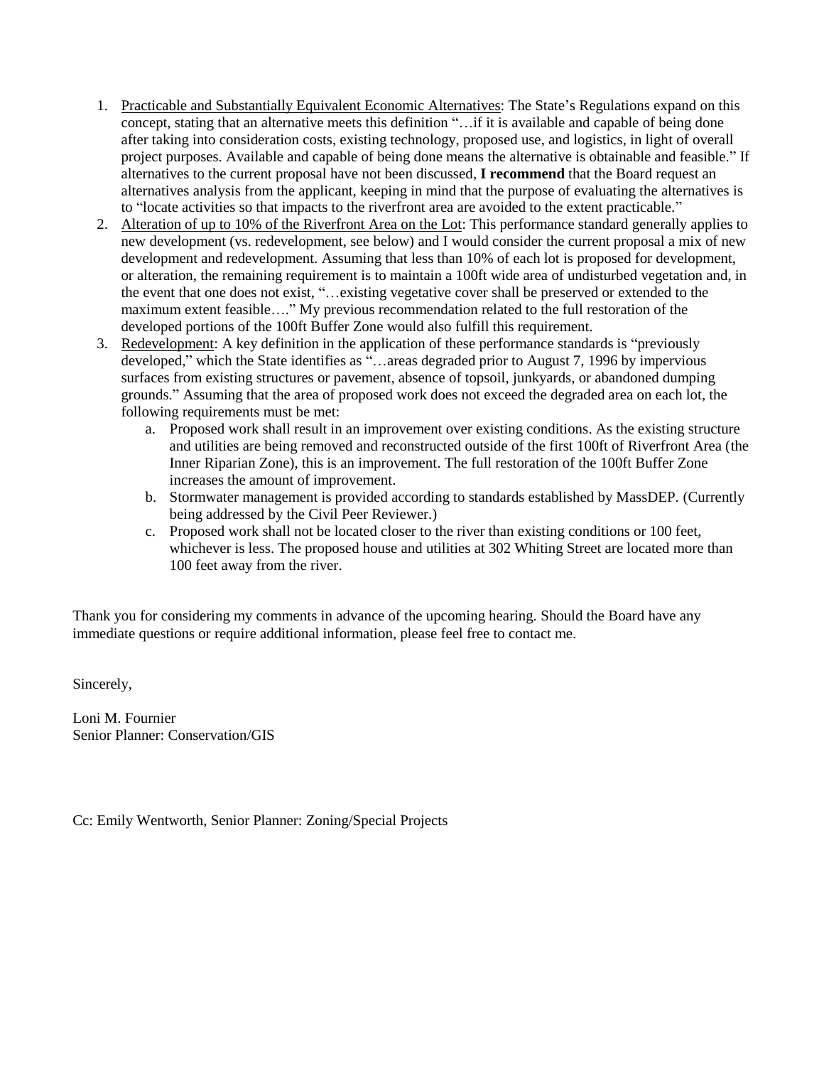1. Practicable and Substantially Equivalent Economic Alternatives: The State's Regulations expand on this concept, stating that an alternative meets this definition "…if it is available and capable of being done after taking into consideration costs, existing technology, proposed use, and logistics, in light of overall project purposes. Available and capable of being done means the alternative is obtainable and feasible." If alternatives to the current proposal have not been discussed, **I recommend** that the Board request an alternatives analysis from the applicant, keeping in mind that the purpose of evaluating the alternatives is to "locate activities so that impacts to the riverfront area are avoided to the extent practicable."
2. Alteration of up to 10% of the Riverfront Area on the Lot: This performance standard generally applies to new development (vs. redevelopment, see below) and I would consider the current proposal a mix of new development and redevelopment. Assuming that less than 10% of each lot is proposed for development, or alteration, the remaining requirement is to maintain a 100ft wide area of undisturbed vegetation and, in the event that one does not exist, "…existing vegetative cover shall be preserved or extended to the maximum extent feasible…." My previous recommendation related to the full restoration of the developed portions of the 100ft Buffer Zone would also fulfill this requirement.
3. Redevelopment: A key definition in the application of these performance standards is "previously developed," which the State identifies as "…areas degraded prior to August 7, 1996 by impervious surfaces from existing structures or pavement, absence of topsoil, junkyards, or abandoned dumping grounds." Assuming that the area of proposed work does not exceed the degraded area on each lot, the following requirements must be met:
   a. Proposed work shall result in an improvement over existing conditions. As the existing structure and utilities are being removed and reconstructed outside of the first 100ft of Riverfront Area (the Inner Riparian Zone), this is an improvement. The full restoration of the 100ft Buffer Zone increases the amount of improvement.
   b. Stormwater management is provided according to standards established by MassDEP. (Currently being addressed by the Civil Peer Reviewer.)
   c. Proposed work shall not be located closer to the river than existing conditions or 100 feet, whichever is less. The proposed house and utilities at 302 Whiting Street are located more than 100 feet away from the river.

Thank you for considering my comments in advance of the upcoming hearing. Should the Board have any immediate questions or require additional information, please feel free to contact me.

Sincerely,

Loni M. Fournier
Senior Planner: Conservation/GIS

Cc: Emily Wentworth, Senior Planner: Zoning/Special Projects